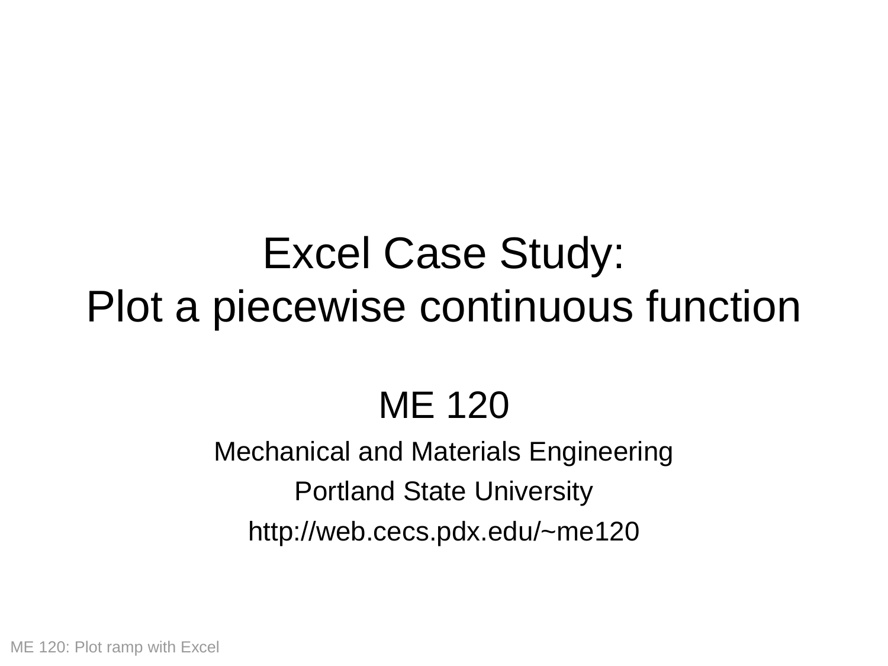# Excel Case Study:
# Plot a piecewise continuous function

ME 120

Mechanical and Materials Engineering

Portland State University

http://web.cecs.pdx.edu/~me120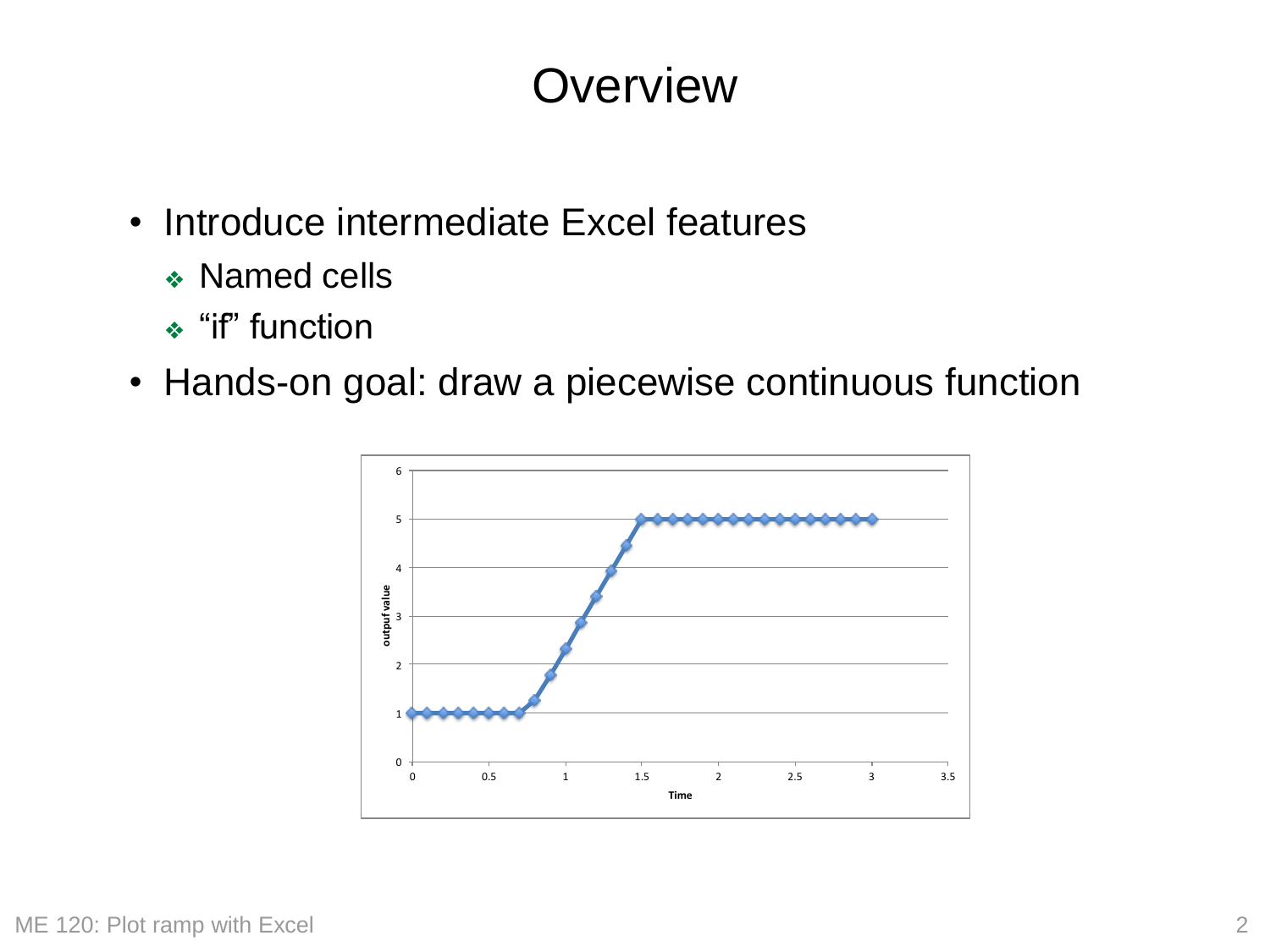# Overview

- Introduce intermediate Excel features
  - Named cells
  - "if" function
- Hands-on goal: draw a piecewise continuous function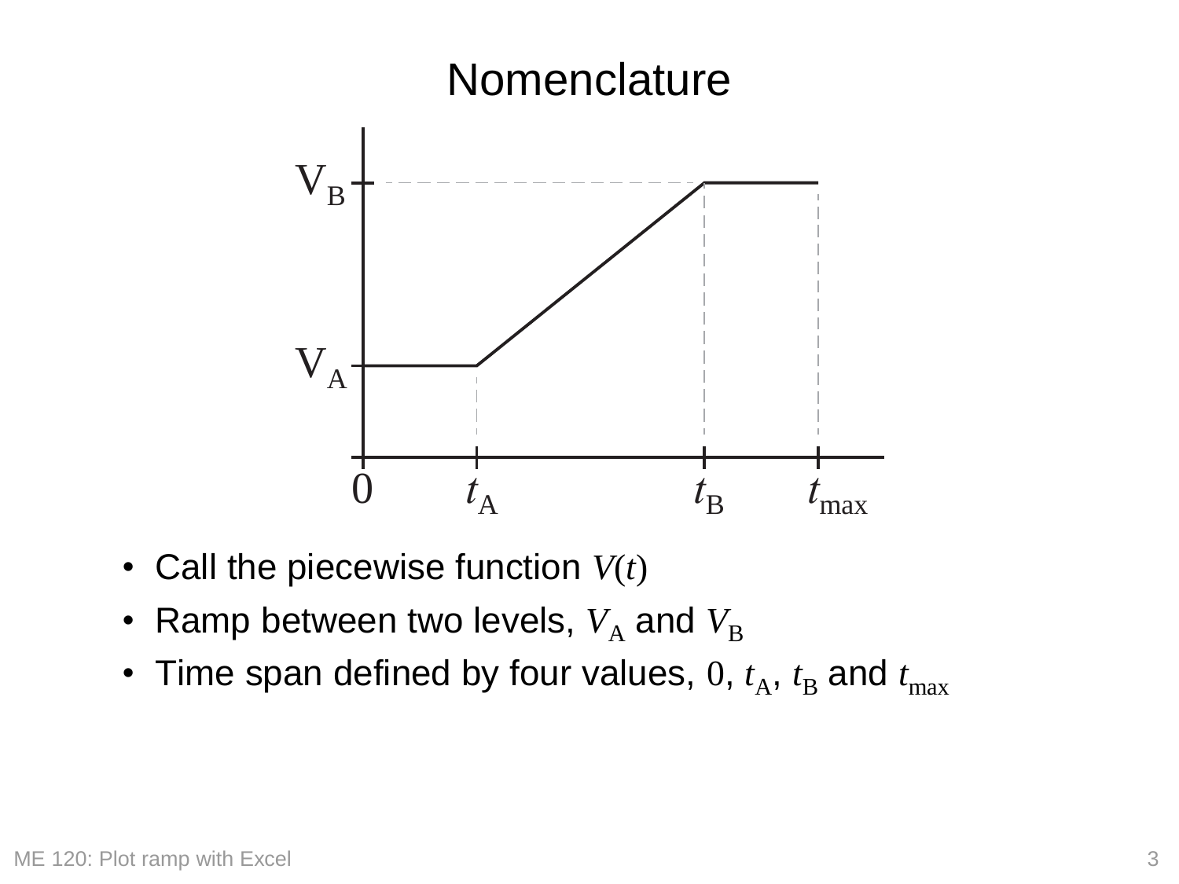# Nomenclature

- Call the piecewise function $V(t)$
- Ramp between two levels, $V_A$ and $V_B$
- Time span defined by four values, $0$, $t_A$, $t_B$ and $t_{max}$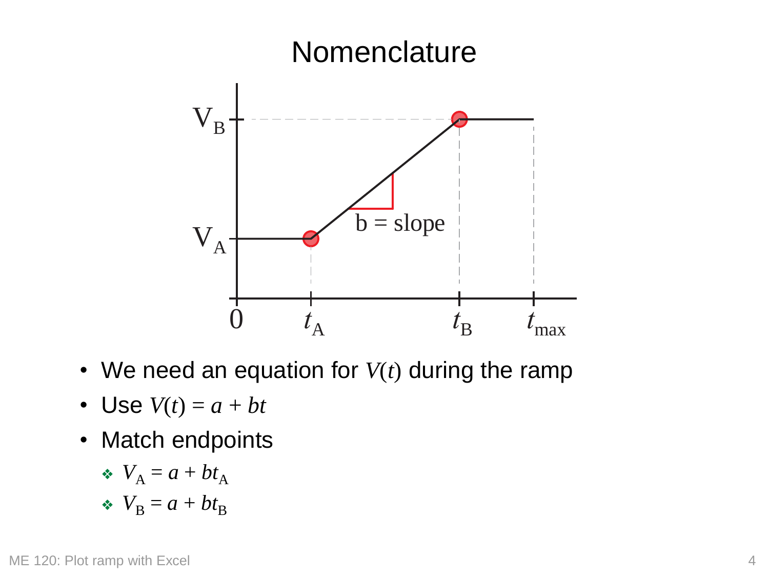# Nomenclature

- We need an equation for $V(t)$ during the ramp
- Use $V(t) = a + bt$
- Match endpoints
  - $V_A = a + bt_A$
  - $V_B = a + bt_B$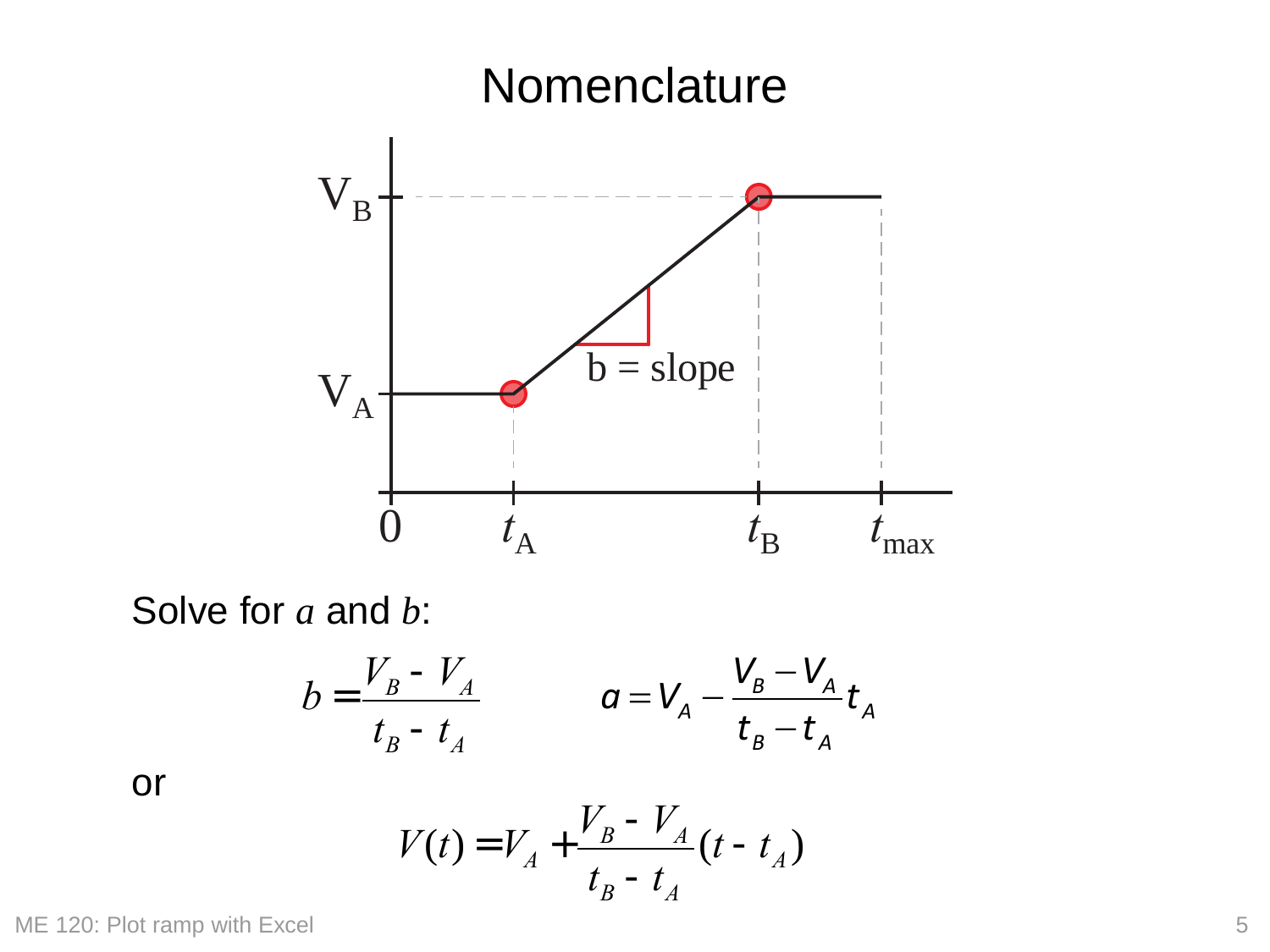# Nomenclature

$V_B$

$V_A$

b = slope

0

$t_A$

$t_B$

$t_{max}$

Solve for $a$ and $b$:

$$b = \frac{V_B - V_A}{t_B - t_A} \qquad a = V_A - \frac{V_B - V_A}{t_B - t_A} t_A$$

or

$$V(t) = V_A + \frac{V_B - V_A}{t_B - t_A}(t - t_A)$$